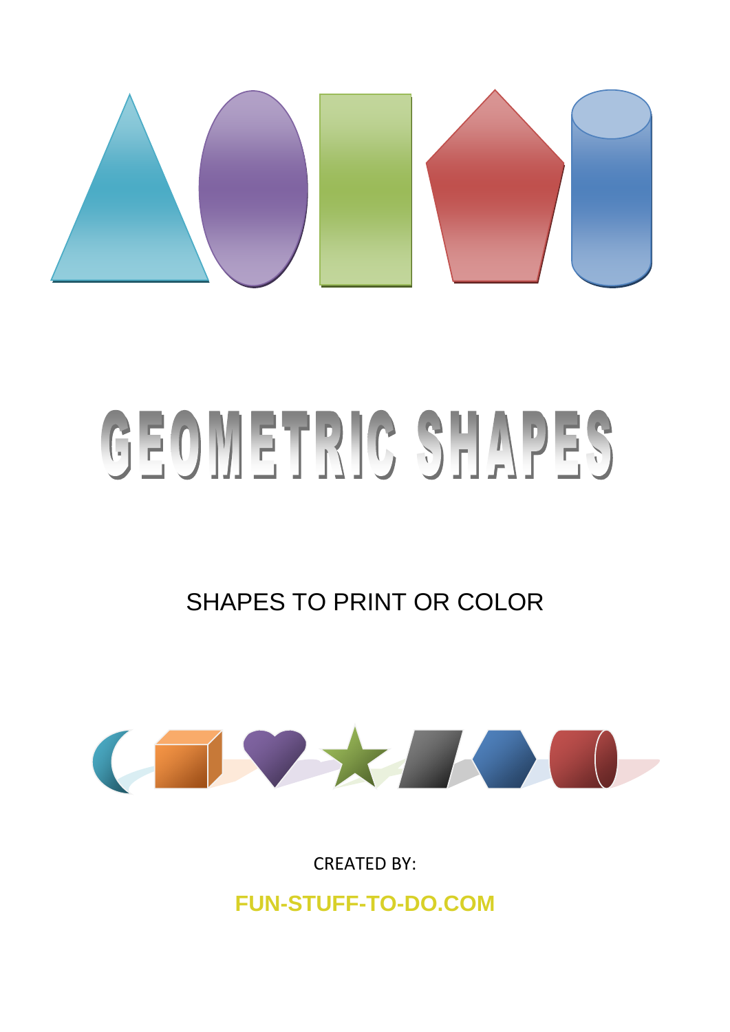# GEOMETRIC SHAPES

SHAPES TO PRINT OR COLOR

CREATED BY:

**FUN-STUFF-TO-DO.COM**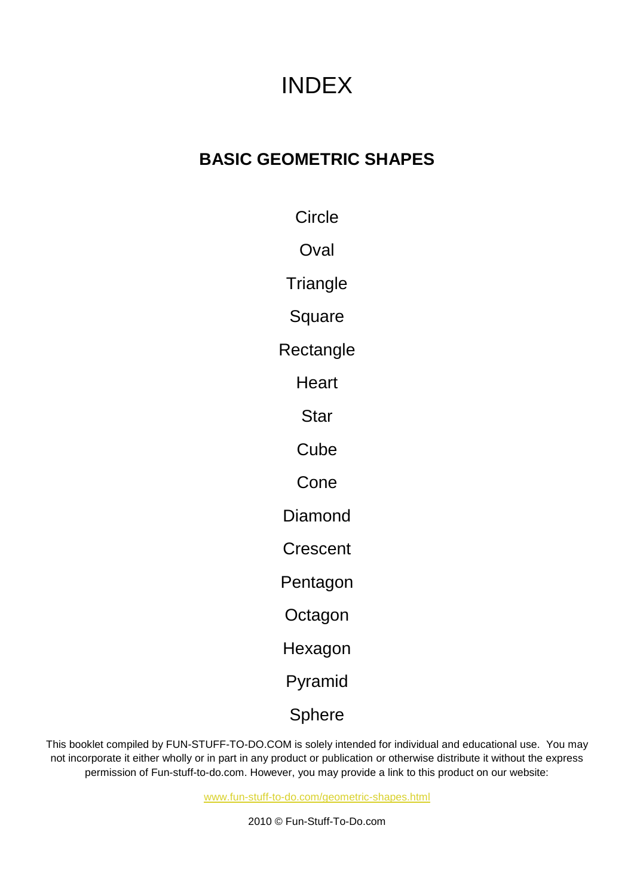# INDEX

## BASIC GEOMETRIC SHAPES

Circle

Oval

Triangle

Square

Rectangle

Heart

Star

Cube

Cone

Diamond

Crescent

Pentagon

Octagon

Hexagon

Pyramid

Sphere

This booklet compiled by FUN-STUFF-TO-DO.COM is solely intended for individual and educational use. You may not incorporate it either wholly or in part in any product or publication or otherwise distribute it without the express permission of Fun-stuff-to-do.com. However, you may provide a link to this product on our website:

www.fun-stuff-to-do.com/geometric-shapes.html

2010 © Fun-Stuff-To-Do.com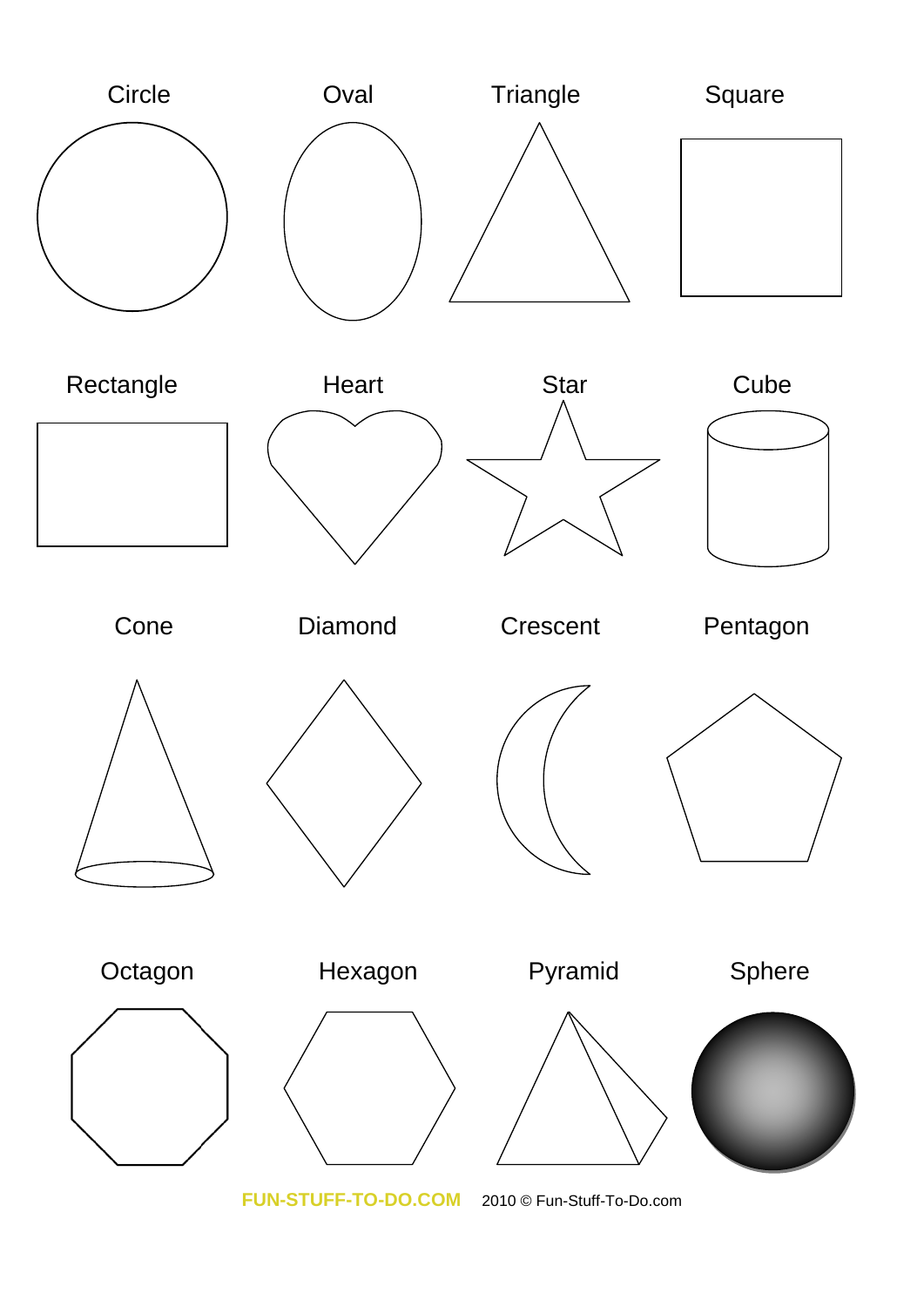Circle Oval Triangle Square

Rectangle Heart Star Cube

Cone Diamond Crescent Pentagon

Octagon Hexagon Pyramid Sphere

FUN-STUFF-TO-DO.COM 2010 © Fun-Stuff-To-Do.com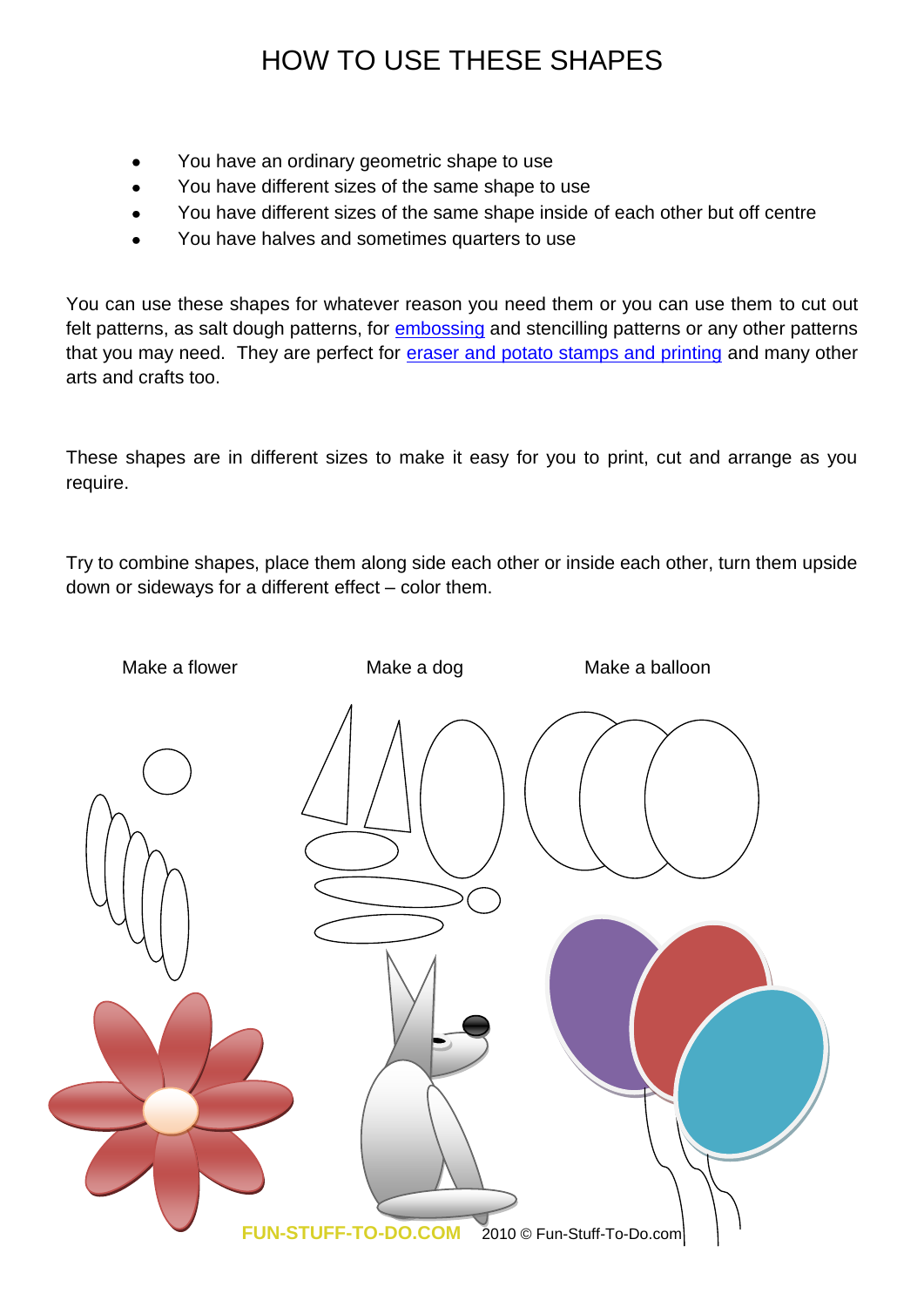# HOW TO USE THESE SHAPES

- You have an ordinary geometric shape to use
- You have different sizes of the same shape to use
- You have different sizes of the same shape inside of each other but off centre
- You have halves and sometimes quarters to use

You can use these shapes for whatever reason you need them or you can use them to cut out felt patterns, as salt dough patterns, for embossing and stencilling patterns or any other patterns that you may need. They are perfect for eraser and potato stamps and printing and many other arts and crafts too.

These shapes are in different sizes to make it easy for you to print, cut and arrange as you require.

Try to combine shapes, place them along side each other or inside each other, turn them upside down or sideways for a different effect – color them.

Make a flower

Make a dog

Make a balloon

FUN-STUFF-TO-DO.COM 2010 © Fun-Stuff-To-Do.com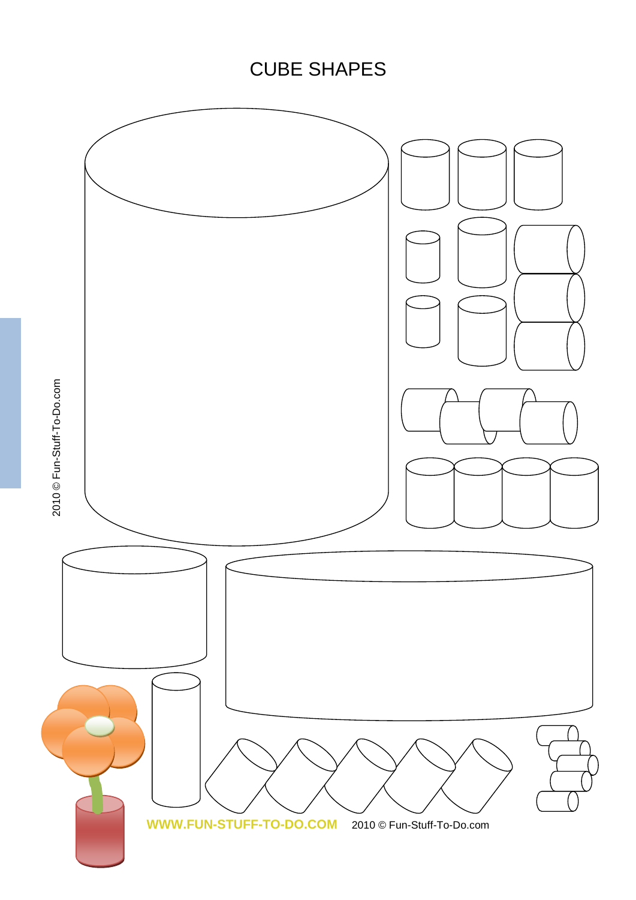# CUBE SHAPES